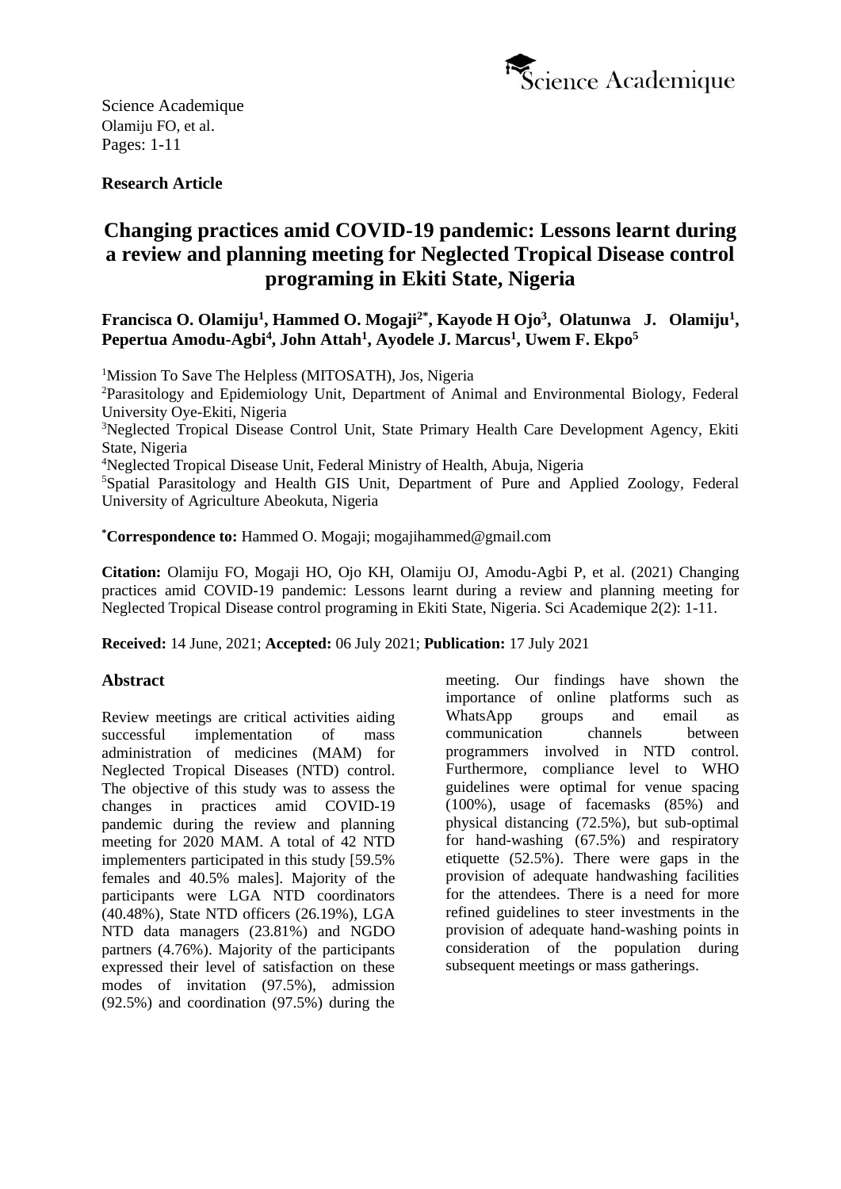Science Academique
Olamiju FO, et al.
Pages: 1-11

**Research Article**

# Changing practices amid COVID-19 pandemic: Lessons learnt during a review and planning meeting for Neglected Tropical Disease control programing in Ekiti State, Nigeria

**Francisca O. Olamiju[1], Hammed O. Mogaji[2*], Kayode H Ojo[3], Olatunwa J. Olamiju[1], Pepertua Amodu-Agbi[4], John Attah[1], Ayodele J. Marcus[1], Uwem F. Ekpo[5]**

[1]Mission To Save The Helpless (MITOSATH), Jos, Nigeria
[2]Parasitology and Epidemiology Unit, Department of Animal and Environmental Biology, Federal University Oye-Ekiti, Nigeria
[3]Neglected Tropical Disease Control Unit, State Primary Health Care Development Agency, Ekiti State, Nigeria
[4]Neglected Tropical Disease Unit, Federal Ministry of Health, Abuja, Nigeria
[5]Spatial Parasitology and Health GIS Unit, Department of Pure and Applied Zoology, Federal University of Agriculture Abeokuta, Nigeria

[*]**Correspondence to:** Hammed O. Mogaji; mogajihammed@gmail.com

**Citation:** Olamiju FO, Mogaji HO, Ojo KH, Olamiju OJ, Amodu-Agbi P, et al. (2021) Changing practices amid COVID-19 pandemic: Lessons learnt during a review and planning meeting for Neglected Tropical Disease control programing in Ekiti State, Nigeria. Sci Academique 2(2): 1-11.

**Received:** 14 June, 2021; **Accepted:** 06 July 2021; **Publication:** 17 July 2021

## Abstract

Review meetings are critical activities aiding successful implementation of mass administration of medicines (MAM) for Neglected Tropical Diseases (NTD) control. The objective of this study was to assess the changes in practices amid COVID-19 pandemic during the review and planning meeting for 2020 MAM. A total of 42 NTD implementers participated in this study [59.5% females and 40.5% males]. Majority of the participants were LGA NTD coordinators (40.48%), State NTD officers (26.19%), LGA NTD data managers (23.81%) and NGDO partners (4.76%). Majority of the participants expressed their level of satisfaction on these modes of invitation (97.5%), admission (92.5%) and coordination (97.5%) during the meeting. Our findings have shown the importance of online platforms such as WhatsApp groups and email as communication channels between programmers involved in NTD control. Furthermore, compliance level to WHO guidelines were optimal for venue spacing (100%), usage of facemasks (85%) and physical distancing (72.5%), but sub-optimal for hand-washing (67.5%) and respiratory etiquette (52.5%). There were gaps in the provision of adequate handwashing facilities for the attendees. There is a need for more refined guidelines to steer investments in the provision of adequate hand-washing points in consideration of the population during subsequent meetings or mass gatherings.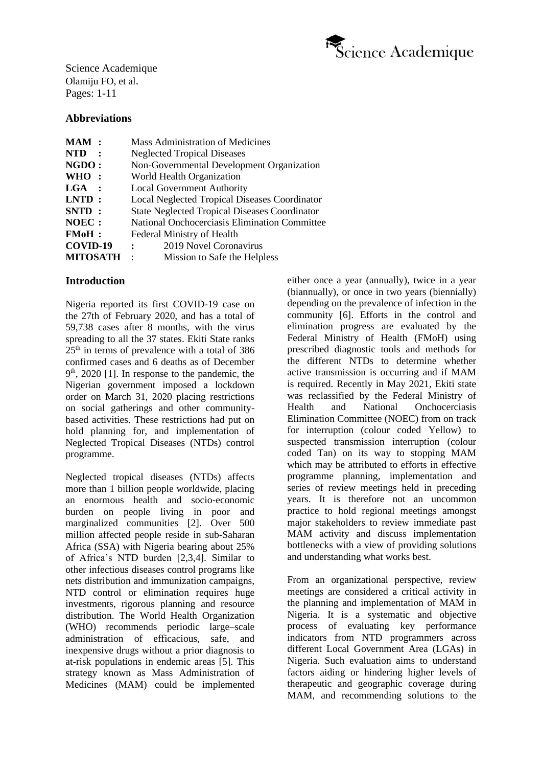## Abbreviations

| | | |
|---|---|---|
| **MAM** | : | Mass Administration of Medicines |
| **NTD** | : | Neglected Tropical Diseases |
| **NGDO** | : | Non-Governmental Development Organization |
| **WHO** | : | World Health Organization |
| **LGA** | : | Local Government Authority |
| **LNTD** | : | Local Neglected Tropical Diseases Coordinator |
| **SNTD** | : | State Neglected Tropical Diseases Coordinator |
| **NOEC** | : | National Onchocerciasis Elimination Committee |
| **FMoH** | : | Federal Ministry of Health |
| **COVID-19** | : | 2019 Novel Coronavirus |
| **MITOSATH** | : | Mission to Safe the Helpless |

## Introduction

Nigeria reported its first COVID-19 case on the 27th of February 2020, and has a total of 59,738 cases after 8 months, with the virus spreading to all the 37 states. Ekiti State ranks 25th in terms of prevalence with a total of 386 confirmed cases and 6 deaths as of December 9th, 2020 [1]. In response to the pandemic, the Nigerian government imposed a lockdown order on March 31, 2020 placing restrictions on social gatherings and other community-based activities. These restrictions had put on hold planning for, and implementation of Neglected Tropical Diseases (NTDs) control programme.

Neglected tropical diseases (NTDs) affects more than 1 billion people worldwide, placing an enormous health and socio-economic burden on people living in poor and marginalized communities [2]. Over 500 million affected people reside in sub-Saharan Africa (SSA) with Nigeria bearing about 25% of Africa's NTD burden [2,3,4]. Similar to other infectious diseases control programs like nets distribution and immunization campaigns, NTD control or elimination requires huge investments, rigorous planning and resource distribution. The World Health Organization (WHO) recommends periodic large–scale administration of efficacious, safe, and inexpensive drugs without a prior diagnosis to at-risk populations in endemic areas [5]. This strategy known as Mass Administration of Medicines (MAM) could be implemented either once a year (annually), twice in a year (biannually), or once in two years (biennially) depending on the prevalence of infection in the community [6]. Efforts in the control and elimination progress are evaluated by the Federal Ministry of Health (FMoH) using prescribed diagnostic tools and methods for the different NTDs to determine whether active transmission is occurring and if MAM is required. Recently in May 2021, Ekiti state was reclassified by the Federal Ministry of Health and National Onchocerciasis Elimination Committee (NOEC) from on track for interruption (colour coded Yellow) to suspected transmission interruption (colour coded Tan) on its way to stopping MAM which may be attributed to efforts in effective programme planning, implementation and series of review meetings held in preceding years. It is therefore not an uncommon practice to hold regional meetings amongst major stakeholders to review immediate past MAM activity and discuss implementation bottlenecks with a view of providing solutions and understanding what works best.

From an organizational perspective, review meetings are considered a critical activity in the planning and implementation of MAM in Nigeria. It is a systematic and objective process of evaluating key performance indicators from NTD programmers across different Local Government Area (LGAs) in Nigeria. Such evaluation aims to understand factors aiding or hindering higher levels of therapeutic and geographic coverage during MAM, and recommending solutions to the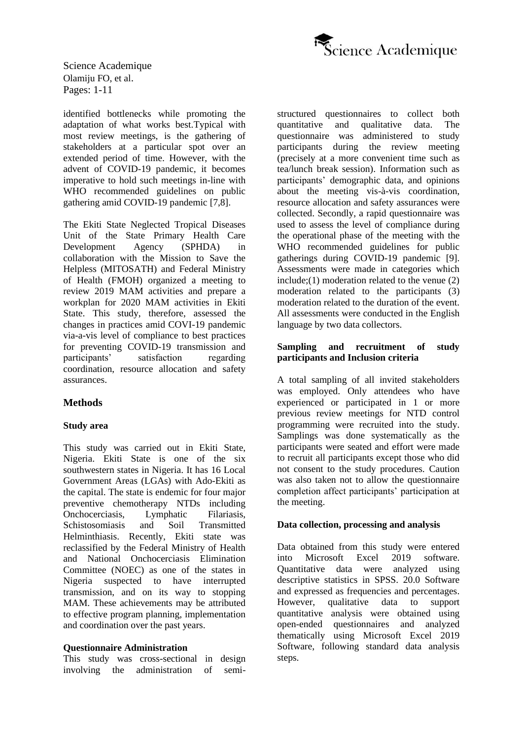identified bottlenecks while promoting the adaptation of what works best.Typical with most review meetings, is the gathering of stakeholders at a particular spot over an extended period of time. However, with the advent of COVID-19 pandemic, it becomes imperative to hold such meetings in-line with WHO recommended guidelines on public gathering amid COVID-19 pandemic [7,8].

The Ekiti State Neglected Tropical Diseases Unit of the State Primary Health Care Development Agency (SPHDA) in collaboration with the Mission to Save the Helpless (MITOSATH) and Federal Ministry of Health (FMOH) organized a meeting to review 2019 MAM activities and prepare a workplan for 2020 MAM activities in Ekiti State. This study, therefore, assessed the changes in practices amid COVI-19 pandemic via-a-vis level of compliance to best practices for preventing COVID-19 transmission and participants' satisfaction regarding coordination, resource allocation and safety assurances.

## Methods

### Study area

This study was carried out in Ekiti State, Nigeria. Ekiti State is one of the six southwestern states in Nigeria. It has 16 Local Government Areas (LGAs) with Ado-Ekiti as the capital. The state is endemic for four major preventive chemotherapy NTDs including Onchocerciasis, Lymphatic Filariasis, Schistosomiasis and Soil Transmitted Helminthiasis. Recently, Ekiti state was reclassified by the Federal Ministry of Health and National Onchocerciasis Elimination Committee (NOEC) as one of the states in Nigeria suspected to have interrupted transmission, and on its way to stopping MAM. These achievements may be attributed to effective program planning, implementation and coordination over the past years.

### Questionnaire Administration

This study was cross-sectional in design involving the administration of semi-structured questionnaires to collect both quantitative and qualitative data. The questionnaire was administered to study participants during the review meeting (precisely at a more convenient time such as tea/lunch break session). Information such as participants' demographic data, and opinions about the meeting vis-à-vis coordination, resource allocation and safety assurances were collected. Secondly, a rapid questionnaire was used to assess the level of compliance during the operational phase of the meeting with the WHO recommended guidelines for public gatherings during COVID-19 pandemic [9]. Assessments were made in categories which include;(1) moderation related to the venue (2) moderation related to the participants (3) moderation related to the duration of the event. All assessments were conducted in the English language by two data collectors.

### Sampling and recruitment of study participants and Inclusion criteria

A total sampling of all invited stakeholders was employed. Only attendees who have experienced or participated in 1 or more previous review meetings for NTD control programming were recruited into the study. Samplings was done systematically as the participants were seated and effort were made to recruit all participants except those who did not consent to the study procedures. Caution was also taken not to allow the questionnaire completion affect participants' participation at the meeting.

### Data collection, processing and analysis

Data obtained from this study were entered into Microsoft Excel 2019 software. Quantitative data were analyzed using descriptive statistics in SPSS. 20.0 Software and expressed as frequencies and percentages. However, qualitative data to support quantitative analysis were obtained using open-ended questionnaires and analyzed thematically using Microsoft Excel 2019 Software, following standard data analysis steps.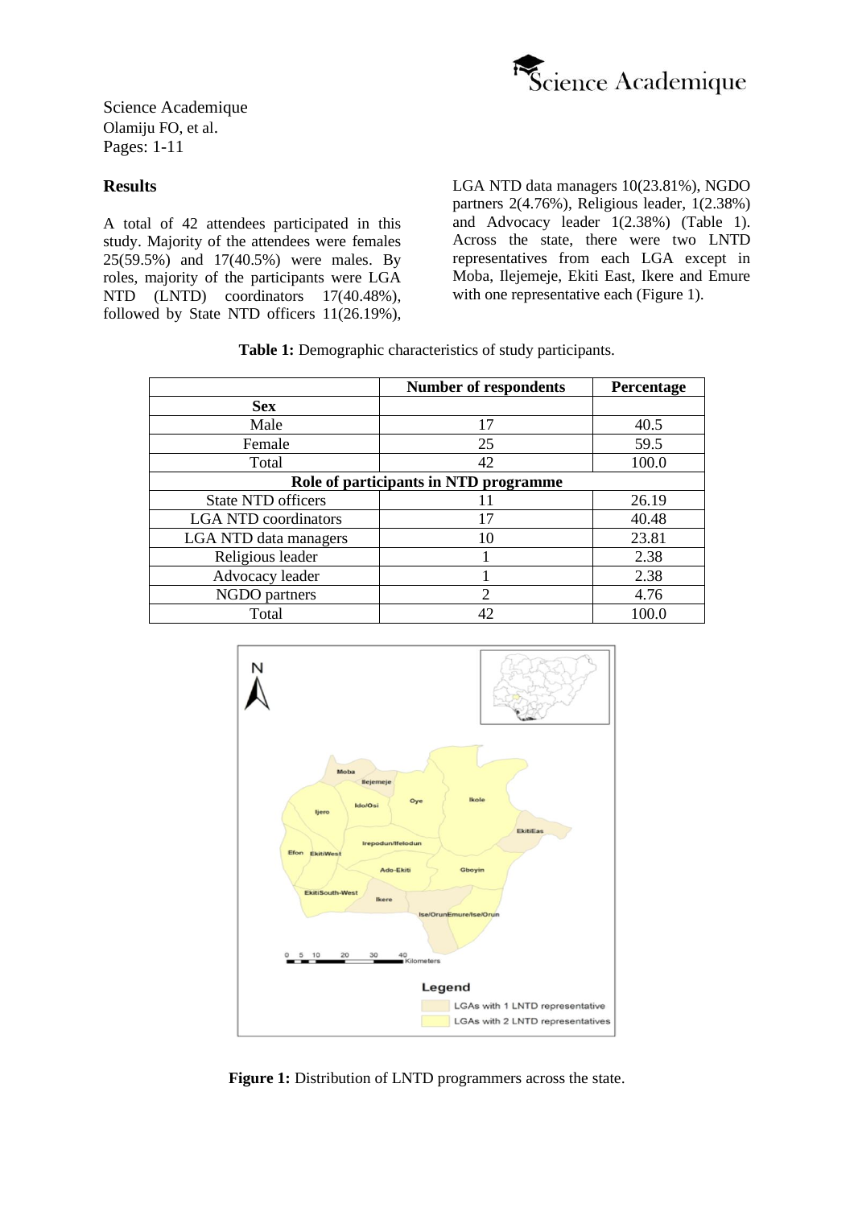## Results

A total of 42 attendees participated in this study. Majority of the attendees were females 25(59.5%) and 17(40.5%) were males. By roles, majority of the participants were LGA NTD (LNTD) coordinators 17(40.48%), followed by State NTD officers 11(26.19%), LGA NTD data managers 10(23.81%), NGDO partners 2(4.76%), Religious leader, 1(2.38%) and Advocacy leader 1(2.38%) (Table 1). Across the state, there were two LNTD representatives from each LGA except in Moba, Ilejemeje, Ekiti East, Ikere and Emure with one representative each (Figure 1).

**Table 1:** Demographic characteristics of study participants.

| | Number of respondents | Percentage |
|---|---|---|
| **Sex** | | |
| Male | 17 | 40.5 |
| Female | 25 | 59.5 |
| Total | 42 | 100.0 |
| **Role of participants in NTD programme** | | |
| State NTD officers | 11 | 26.19 |
| LGA NTD coordinators | 17 | 40.48 |
| LGA NTD data managers | 10 | 23.81 |
| Religious leader | 1 | 2.38 |
| Advocacy leader | 1 | 2.38 |
| NGDO partners | 2 | 4.76 |
| Total | 42 | 100.0 |

**Figure 1:** Distribution of LNTD programmers across the state.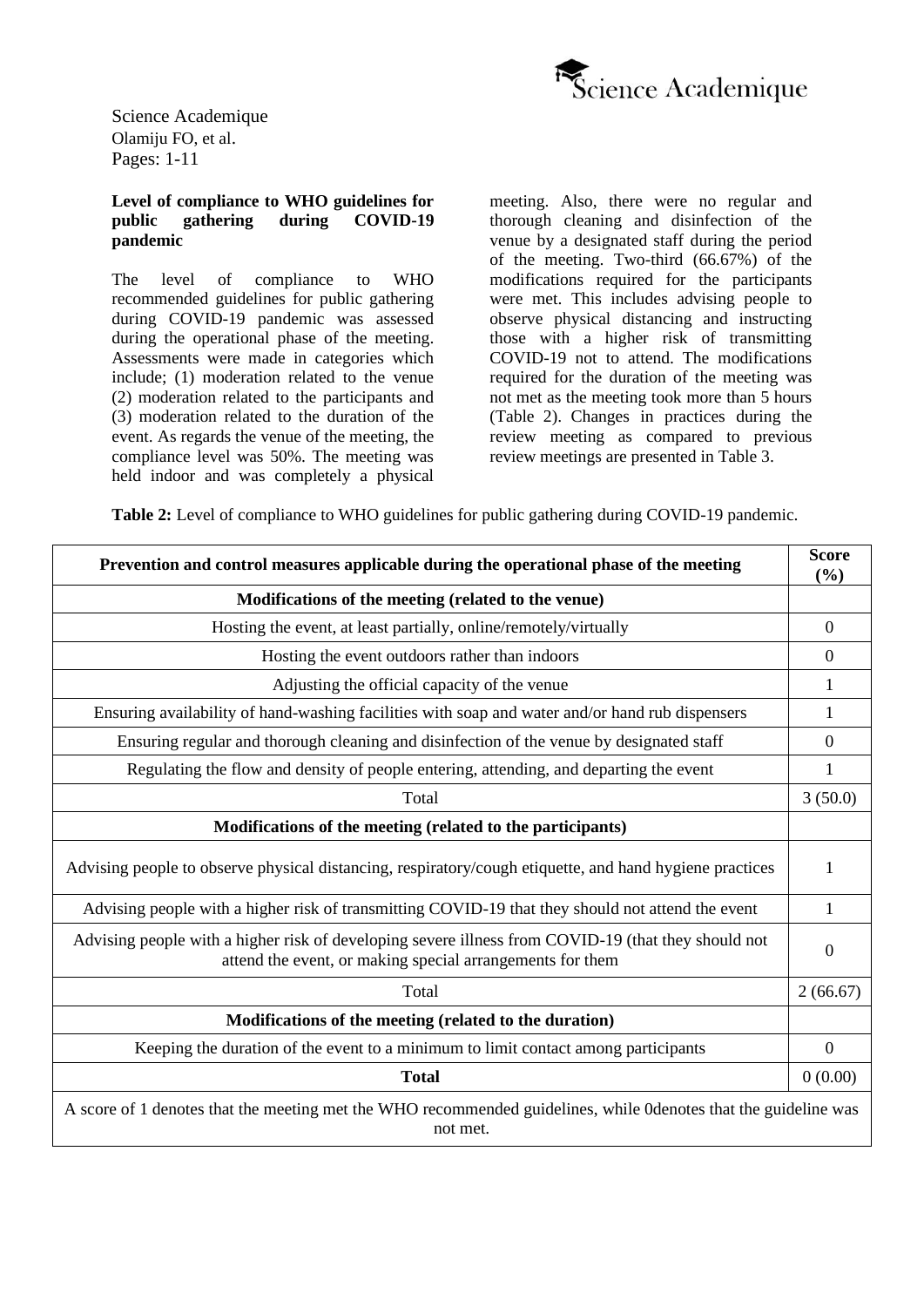### Level of compliance to WHO guidelines for public gathering during COVID-19 pandemic

The level of compliance to WHO recommended guidelines for public gathering during COVID-19 pandemic was assessed during the operational phase of the meeting. Assessments were made in categories which include; (1) moderation related to the venue (2) moderation related to the participants and (3) moderation related to the duration of the event. As regards the venue of the meeting, the compliance level was 50%. The meeting was held indoor and was completely a physical meeting. Also, there were no regular and thorough cleaning and disinfection of the venue by a designated staff during the period of the meeting. Two-third (66.67%) of the modifications required for the participants were met. This includes advising people to observe physical distancing and instructing those with a higher risk of transmitting COVID-19 not to attend. The modifications required for the duration of the meeting was not met as the meeting took more than 5 hours (Table 2). Changes in practices during the review meeting as compared to previous review meetings are presented in Table 3.

**Table 2:** Level of compliance to WHO guidelines for public gathering during COVID-19 pandemic.

| Prevention and control measures applicable during the operational phase of the meeting | Score (%) |
|---|---|
| **Modifications of the meeting (related to the venue)** | |
| Hosting the event, at least partially, online/remotely/virtually | 0 |
| Hosting the event outdoors rather than indoors | 0 |
| Adjusting the official capacity of the venue | 1 |
| Ensuring availability of hand-washing facilities with soap and water and/or hand rub dispensers | 1 |
| Ensuring regular and thorough cleaning and disinfection of the venue by designated staff | 0 |
| Regulating the flow and density of people entering, attending, and departing the event | 1 |
| Total | 3 (50.0) |
| **Modifications of the meeting (related to the participants)** | |
| Advising people to observe physical distancing, respiratory/cough etiquette, and hand hygiene practices | 1 |
| Advising people with a higher risk of transmitting COVID-19 that they should not attend the event | 1 |
| Advising people with a higher risk of developing severe illness from COVID-19 (that they should not attend the event, or making special arrangements for them | 0 |
| Total | 2 (66.67) |
| **Modifications of the meeting (related to the duration)** | |
| Keeping the duration of the event to a minimum to limit contact among participants | 0 |
| **Total** | 0 (0.00) |

A score of 1 denotes that the meeting met the WHO recommended guidelines, while 0denotes that the guideline was not met.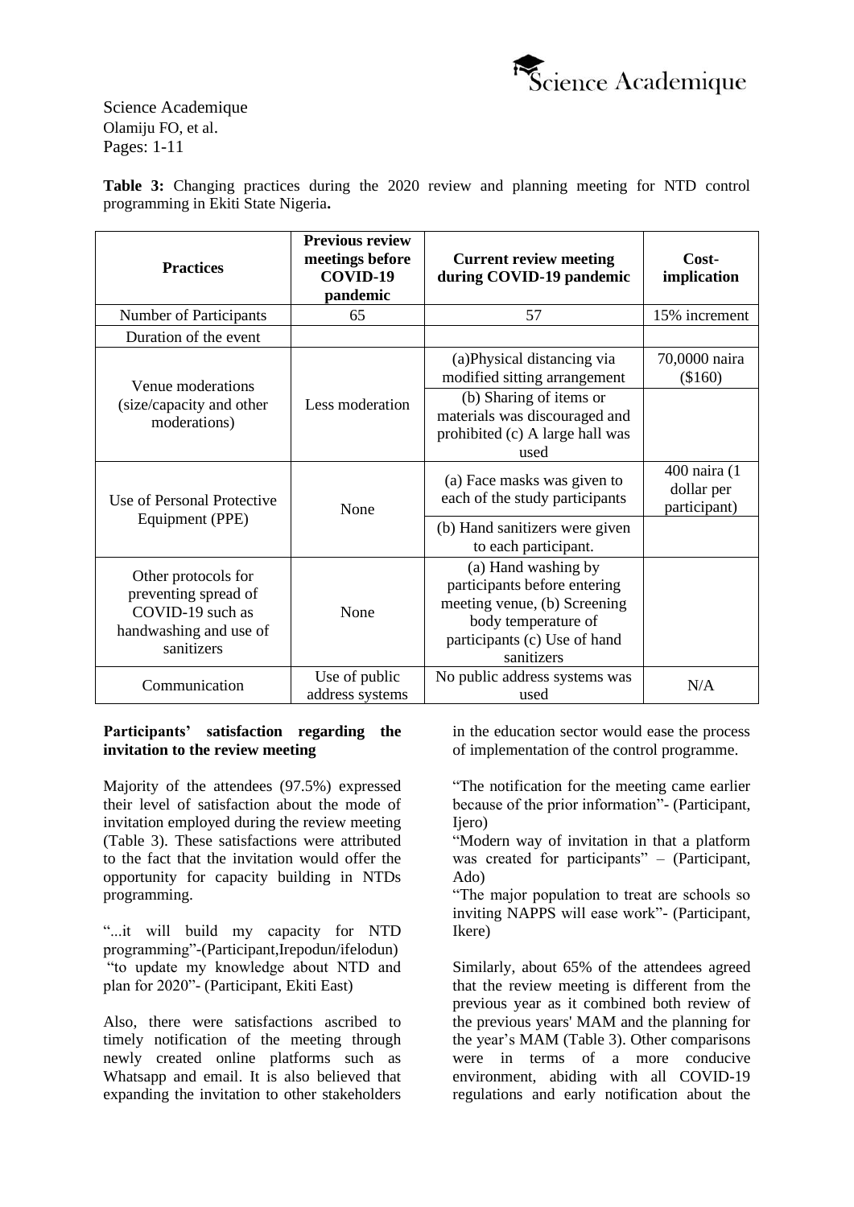**Table 3:** Changing practices during the 2020 review and planning meeting for NTD control programming in Ekiti State Nigeria**.**

| Practices | Previous review meetings before COVID-19 pandemic | Current review meeting during COVID-19 pandemic | Cost-implication |
|---|---|---|---|
| Number of Participants | 65 | 57 | 15% increment |
| Duration of the event | | | |
| Venue moderations (size/capacity and other moderations) | Less moderation | (a)Physical distancing via modified sitting arrangement | 70,0000 naira ($160) |
| | | (b) Sharing of items or materials was discouraged and prohibited (c) A large hall was used | |
| Use of Personal Protective Equipment (PPE) | None | (a) Face masks was given to each of the study participants | 400 naira (1 dollar per participant) |
| | | (b) Hand sanitizers were given to each participant. | |
| Other protocols for preventing spread of COVID-19 such as handwashing and use of sanitizers | None | (a) Hand washing by participants before entering meeting venue, (b) Screening body temperature of participants (c) Use of hand sanitizers | |
| Communication | Use of public address systems | No public address systems was used | N/A |

**Participants' satisfaction regarding the invitation to the review meeting**

Majority of the attendees (97.5%) expressed their level of satisfaction about the mode of invitation employed during the review meeting (Table 3). These satisfactions were attributed to the fact that the invitation would offer the opportunity for capacity building in NTDs programming.

"...it will build my capacity for NTD programming"-(Participant,Irepodun/ifelodun)
"to update my knowledge about NTD and plan for 2020"- (Participant, Ekiti East)

Also, there were satisfactions ascribed to timely notification of the meeting through newly created online platforms such as Whatsapp and email. It is also believed that expanding the invitation to other stakeholders in the education sector would ease the process of implementation of the control programme.

"The notification for the meeting came earlier because of the prior information"- (Participant, Ijero)
"Modern way of invitation in that a platform was created for participants" – (Participant, Ado)
"The major population to treat are schools so inviting NAPPS will ease work"- (Participant, Ikere)

Similarly, about 65% of the attendees agreed that the review meeting is different from the previous year as it combined both review of the previous years' MAM and the planning for the year's MAM (Table 3). Other comparisons were in terms of a more conducive environment, abiding with all COVID-19 regulations and early notification about the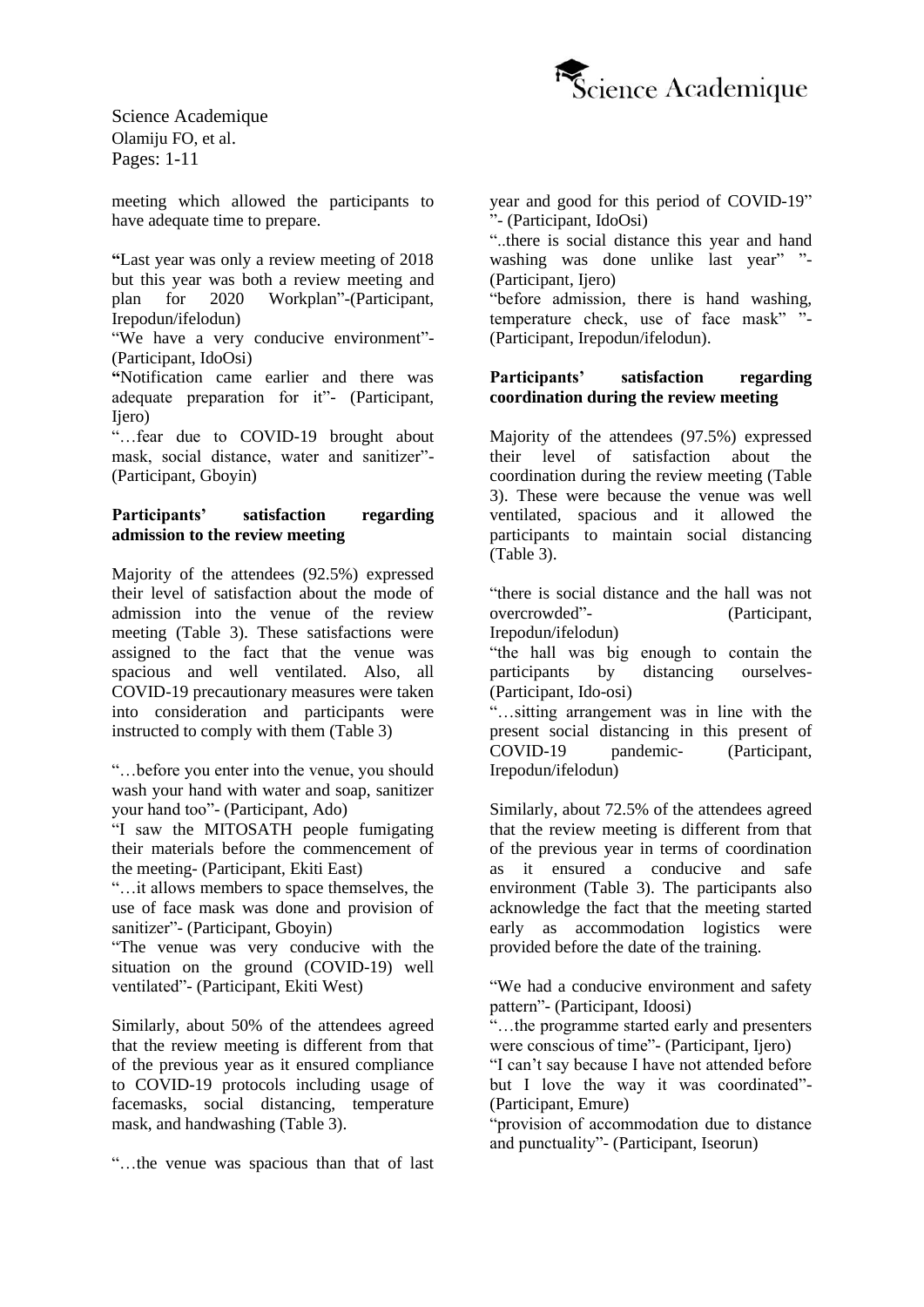meeting which allowed the participants to have adequate time to prepare.

**"**Last year was only a review meeting of 2018 but this year was both a review meeting and plan for 2020 Workplan"-(Participant, Irepodun/ifelodun)

"We have a very conducive environment"- (Participant, IdoOsi)

**"**Notification came earlier and there was adequate preparation for it"- (Participant, Ijero)

"…fear due to COVID-19 brought about mask, social distance, water and sanitizer"- (Participant, Gboyin)

**Participants' satisfaction regarding admission to the review meeting**

Majority of the attendees (92.5%) expressed their level of satisfaction about the mode of admission into the venue of the review meeting (Table 3). These satisfactions were assigned to the fact that the venue was spacious and well ventilated. Also, all COVID-19 precautionary measures were taken into consideration and participants were instructed to comply with them (Table 3)

"…before you enter into the venue, you should wash your hand with water and soap, sanitizer your hand too"- (Participant, Ado)

"I saw the MITOSATH people fumigating their materials before the commencement of the meeting- (Participant, Ekiti East)

"…it allows members to space themselves, the use of face mask was done and provision of sanitizer"- (Participant, Gboyin)

"The venue was very conducive with the situation on the ground (COVID-19) well ventilated"- (Participant, Ekiti West)

Similarly, about 50% of the attendees agreed that the review meeting is different from that of the previous year as it ensured compliance to COVID-19 protocols including usage of facemasks, social distancing, temperature mask, and handwashing (Table 3).

"…the venue was spacious than that of last year and good for this period of COVID-19" "- (Participant, IdoOsi)

"..there is social distance this year and hand washing was done unlike last year" "- (Participant, Ijero)

"before admission, there is hand washing, temperature check, use of face mask" "- (Participant, Irepodun/ifelodun).

**Participants' satisfaction regarding coordination during the review meeting**

Majority of the attendees (97.5%) expressed their level of satisfaction about the coordination during the review meeting (Table 3). These were because the venue was well ventilated, spacious and it allowed the participants to maintain social distancing (Table 3).

"there is social distance and the hall was not overcrowded"- (Participant, Irepodun/ifelodun)

"the hall was big enough to contain the participants by distancing ourselves- (Participant, Ido-osi)

"…sitting arrangement was in line with the present social distancing in this present of COVID-19 pandemic- (Participant, Irepodun/ifelodun)

Similarly, about 72.5% of the attendees agreed that the review meeting is different from that of the previous year in terms of coordination as it ensured a conducive and safe environment (Table 3). The participants also acknowledge the fact that the meeting started early as accommodation logistics were provided before the date of the training.

"We had a conducive environment and safety pattern"- (Participant, Idoosi)

"…the programme started early and presenters were conscious of time"- (Participant, Ijero)

"I can't say because I have not attended before but I love the way it was coordinated"- (Participant, Emure)

"provision of accommodation due to distance and punctuality"- (Participant, Iseorun)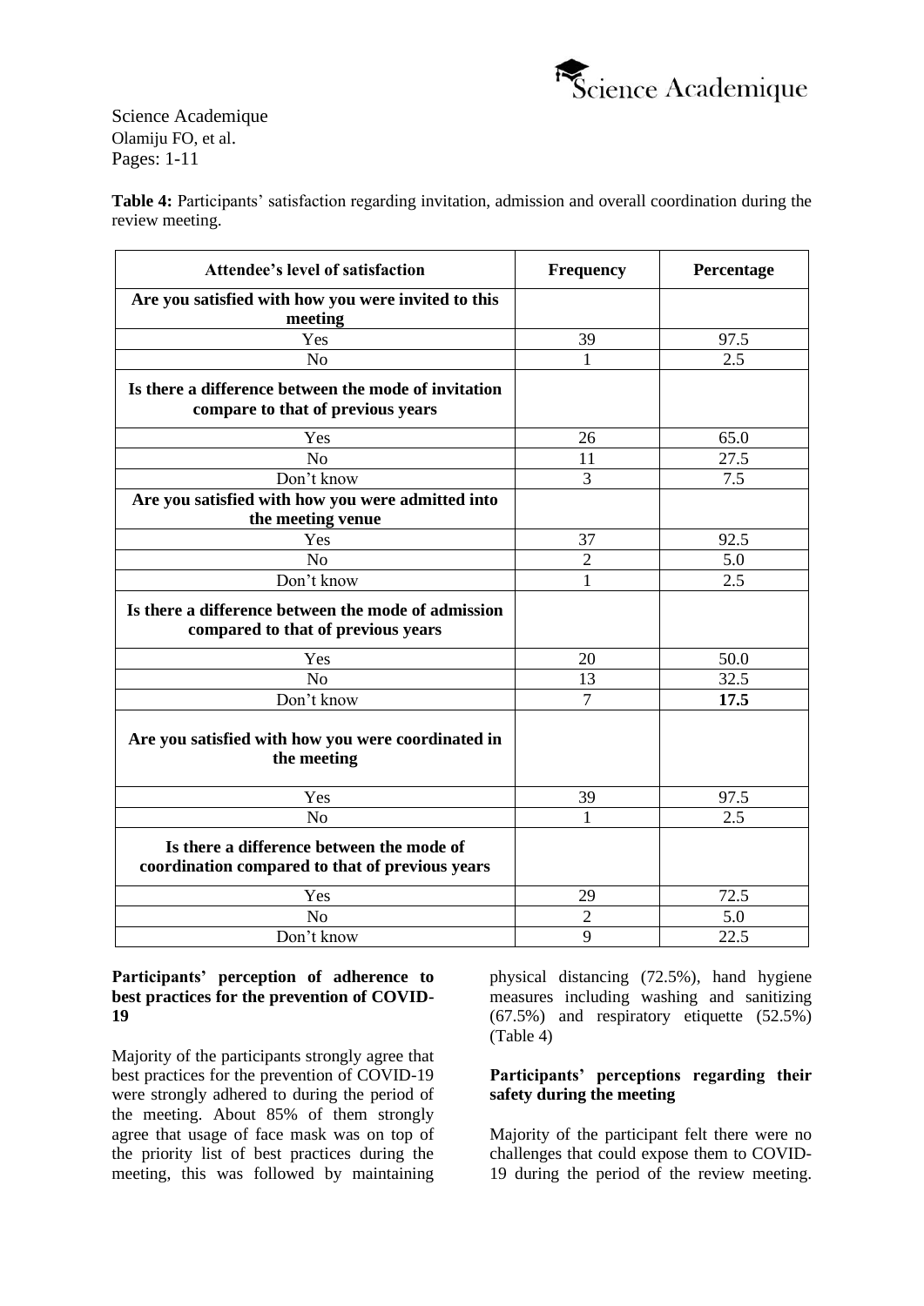**Table 4:** Participants' satisfaction regarding invitation, admission and overall coordination during the review meeting.

| Attendee's level of satisfaction | Frequency | Percentage |
|---|---|---|
| **Are you satisfied with how you were invited to this meeting** | | |
| Yes | 39 | 97.5 |
| No | 1 | 2.5 |
| **Is there a difference between the mode of invitation compare to that of previous years** | | |
| Yes | 26 | 65.0 |
| No | 11 | 27.5 |
| Don't know | 3 | 7.5 |
| **Are you satisfied with how you were admitted into the meeting venue** | | |
| Yes | 37 | 92.5 |
| No | 2 | 5.0 |
| Don't know | 1 | 2.5 |
| **Is there a difference between the mode of admission compared to that of previous years** | | |
| Yes | 20 | 50.0 |
| No | 13 | 32.5 |
| Don't know | 7 | **17.5** |
| **Are you satisfied with how you were coordinated in the meeting** | | |
| Yes | 39 | 97.5 |
| No | 1 | 2.5 |
| **Is there a difference between the mode of coordination compared to that of previous years** | | |
| Yes | 29 | 72.5 |
| No | 2 | 5.0 |
| Don't know | 9 | 22.5 |

**Participants' perception of adherence to best practices for the prevention of COVID-19**

Majority of the participants strongly agree that best practices for the prevention of COVID-19 were strongly adhered to during the period of the meeting. About 85% of them strongly agree that usage of face mask was on top of the priority list of best practices during the meeting, this was followed by maintaining physical distancing (72.5%), hand hygiene measures including washing and sanitizing (67.5%) and respiratory etiquette (52.5%) (Table 4)

**Participants' perceptions regarding their safety during the meeting**

Majority of the participant felt there were no challenges that could expose them to COVID-19 during the period of the review meeting.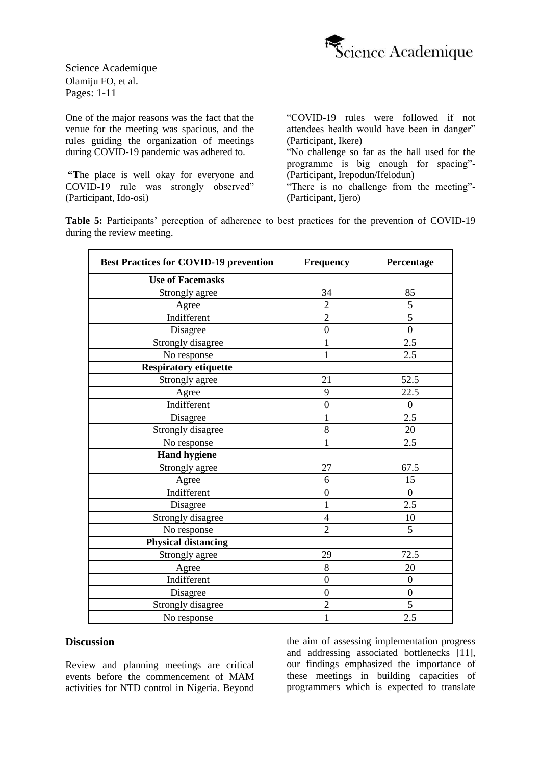One of the major reasons was the fact that the venue for the meeting was spacious, and the rules guiding the organization of meetings during COVID-19 pandemic was adhered to.

**"T**he place is well okay for everyone and COVID-19 rule was strongly observed" (Participant, Ido-osi)

"COVID-19 rules were followed if not attendees health would have been in danger" (Participant, Ikere)

"No challenge so far as the hall used for the programme is big enough for spacing"- (Participant, Irepodun/Ifelodun)

"There is no challenge from the meeting"- (Participant, Ijero)

**Table 5:** Participants' perception of adherence to best practices for the prevention of COVID-19 during the review meeting.

| Best Practices for COVID-19 prevention | Frequency | Percentage |
|---|---|---|
| **Use of Facemasks** | | |
| Strongly agree | 34 | 85 |
| Agree | 2 | 5 |
| Indifferent | 2 | 5 |
| Disagree | 0 | 0 |
| Strongly disagree | 1 | 2.5 |
| No response | 1 | 2.5 |
| **Respiratory etiquette** | | |
| Strongly agree | 21 | 52.5 |
| Agree | 9 | 22.5 |
| Indifferent | 0 | 0 |
| Disagree | 1 | 2.5 |
| Strongly disagree | 8 | 20 |
| No response | 1 | 2.5 |
| **Hand hygiene** | | |
| Strongly agree | 27 | 67.5 |
| Agree | 6 | 15 |
| Indifferent | 0 | 0 |
| Disagree | 1 | 2.5 |
| Strongly disagree | 4 | 10 |
| No response | 2 | 5 |
| **Physical distancing** | | |
| Strongly agree | 29 | 72.5 |
| Agree | 8 | 20 |
| Indifferent | 0 | 0 |
| Disagree | 0 | 0 |
| Strongly disagree | 2 | 5 |
| No response | 1 | 2.5 |

## Discussion

Review and planning meetings are critical events before the commencement of MAM activities for NTD control in Nigeria. Beyond the aim of assessing implementation progress and addressing associated bottlenecks [11], our findings emphasized the importance of these meetings in building capacities of programmers which is expected to translate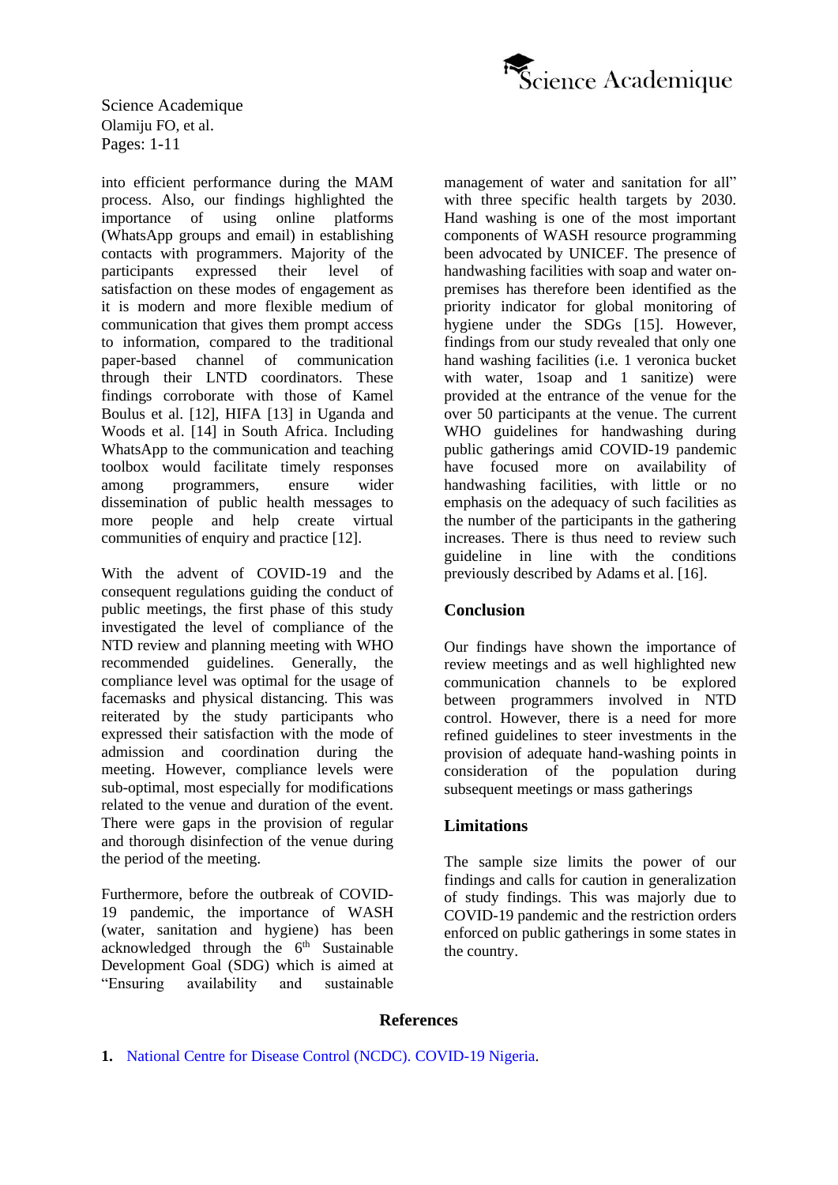into efficient performance during the MAM process. Also, our findings highlighted the importance of using online platforms (WhatsApp groups and email) in establishing contacts with programmers. Majority of the participants expressed their level of satisfaction on these modes of engagement as it is modern and more flexible medium of communication that gives them prompt access to information, compared to the traditional paper-based channel of communication through their LNTD coordinators. These findings corroborate with those of Kamel Boulus et al. [12], HIFA [13] in Uganda and Woods et al. [14] in South Africa. Including WhatsApp to the communication and teaching toolbox would facilitate timely responses among programmers, ensure wider dissemination of public health messages to more people and help create virtual communities of enquiry and practice [12].

With the advent of COVID-19 and the consequent regulations guiding the conduct of public meetings, the first phase of this study investigated the level of compliance of the NTD review and planning meeting with WHO recommended guidelines. Generally, the compliance level was optimal for the usage of facemasks and physical distancing. This was reiterated by the study participants who expressed their satisfaction with the mode of admission and coordination during the meeting. However, compliance levels were sub-optimal, most especially for modifications related to the venue and duration of the event. There were gaps in the provision of regular and thorough disinfection of the venue during the period of the meeting.

Furthermore, before the outbreak of COVID-19 pandemic, the importance of WASH (water, sanitation and hygiene) has been acknowledged through the 6[th] Sustainable Development Goal (SDG) which is aimed at "Ensuring availability and sustainable management of water and sanitation for all" with three specific health targets by 2030. Hand washing is one of the most important components of WASH resource programming been advocated by UNICEF. The presence of handwashing facilities with soap and water on-premises has therefore been identified as the priority indicator for global monitoring of hygiene under the SDGs [15]. However, findings from our study revealed that only one hand washing facilities (i.e. 1 veronica bucket with water, 1soap and 1 sanitize) were provided at the entrance of the venue for the over 50 participants at the venue. The current WHO guidelines for handwashing during public gatherings amid COVID-19 pandemic have focused more on availability of handwashing facilities, with little or no emphasis on the adequacy of such facilities as the number of the participants in the gathering increases. There is thus need to review such guideline in line with the conditions previously described by Adams et al. [16].

## Conclusion

Our findings have shown the importance of review meetings and as well highlighted new communication channels to be explored between programmers involved in NTD control. However, there is a need for more refined guidelines to steer investments in the provision of adequate hand-washing points in consideration of the population during subsequent meetings or mass gatherings

## Limitations

The sample size limits the power of our findings and calls for caution in generalization of study findings. This was majorly due to COVID-19 pandemic and the restriction orders enforced on public gatherings in some states in the country.

## References

1. National Centre for Disease Control (NCDC). COVID-19 Nigeria.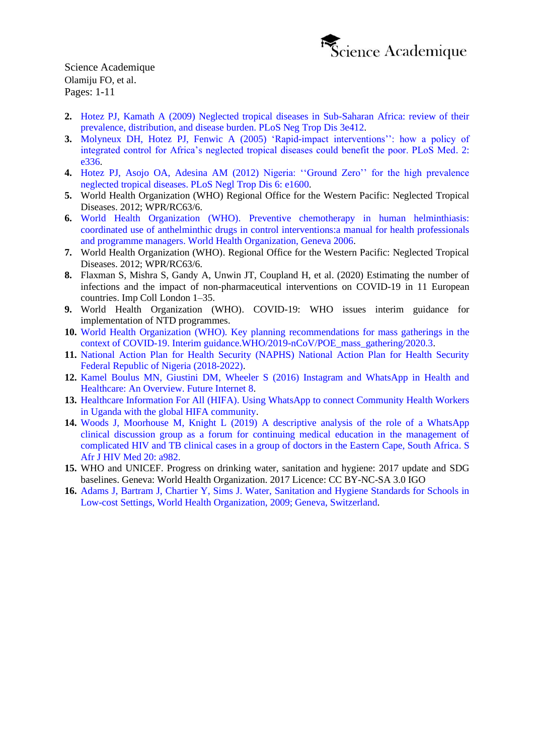2. Hotez PJ, Kamath A (2009) Neglected tropical diseases in Sub-Saharan Africa: review of their prevalence, distribution, and disease burden. PLoS Neg Trop Dis 3e412.
3. Molyneux DH, Hotez PJ, Fenwic A (2005) 'Rapid-impact interventions'': how a policy of integrated control for Africa's neglected tropical diseases could benefit the poor. PLoS Med. 2: e336.
4. Hotez PJ, Asojo OA, Adesina AM (2012) Nigeria: ''Ground Zero'' for the high prevalence neglected tropical diseases. PLoS Negl Trop Dis 6: e1600.
5. World Health Organization (WHO) Regional Office for the Western Pacific: Neglected Tropical Diseases. 2012; WPR/RC63/6.
6. World Health Organization (WHO). Preventive chemotherapy in human helminthiasis: coordinated use of anthelminthic drugs in control interventions:a manual for health professionals and programme managers. World Health Organization, Geneva 2006.
7. World Health Organization (WHO). Regional Office for the Western Pacific: Neglected Tropical Diseases. 2012; WPR/RC63/6.
8. Flaxman S, Mishra S, Gandy A, Unwin JT, Coupland H, et al. (2020) Estimating the number of infections and the impact of non-pharmaceutical interventions on COVID-19 in 11 European countries. Imp Coll London 1–35.
9. World Health Organization (WHO). COVID-19: WHO issues interim guidance for implementation of NTD programmes.
10. World Health Organization (WHO). Key planning recommendations for mass gatherings in the context of COVID-19. Interim guidance.WHO/2019-nCoV/POE_mass_gathering/2020.3.
11. National Action Plan for Health Security (NAPHS) National Action Plan for Health Security Federal Republic of Nigeria (2018-2022).
12. Kamel Boulus MN, Giustini DM, Wheeler S (2016) Instagram and WhatsApp in Health and Healthcare: An Overview. Future Internet 8.
13. Healthcare Information For All (HIFA). Using WhatsApp to connect Community Health Workers in Uganda with the global HIFA community.
14. Woods J, Moorhouse M, Knight L (2019) A descriptive analysis of the role of a WhatsApp clinical discussion group as a forum for continuing medical education in the management of complicated HIV and TB clinical cases in a group of doctors in the Eastern Cape, South Africa. S Afr J HIV Med 20: a982.
15. WHO and UNICEF. Progress on drinking water, sanitation and hygiene: 2017 update and SDG baselines. Geneva: World Health Organization. 2017 Licence: CC BY-NC-SA 3.0 IGO
16. Adams J, Bartram J, Chartier Y, Sims J. Water, Sanitation and Hygiene Standards for Schools in Low-cost Settings, World Health Organization, 2009; Geneva, Switzerland.